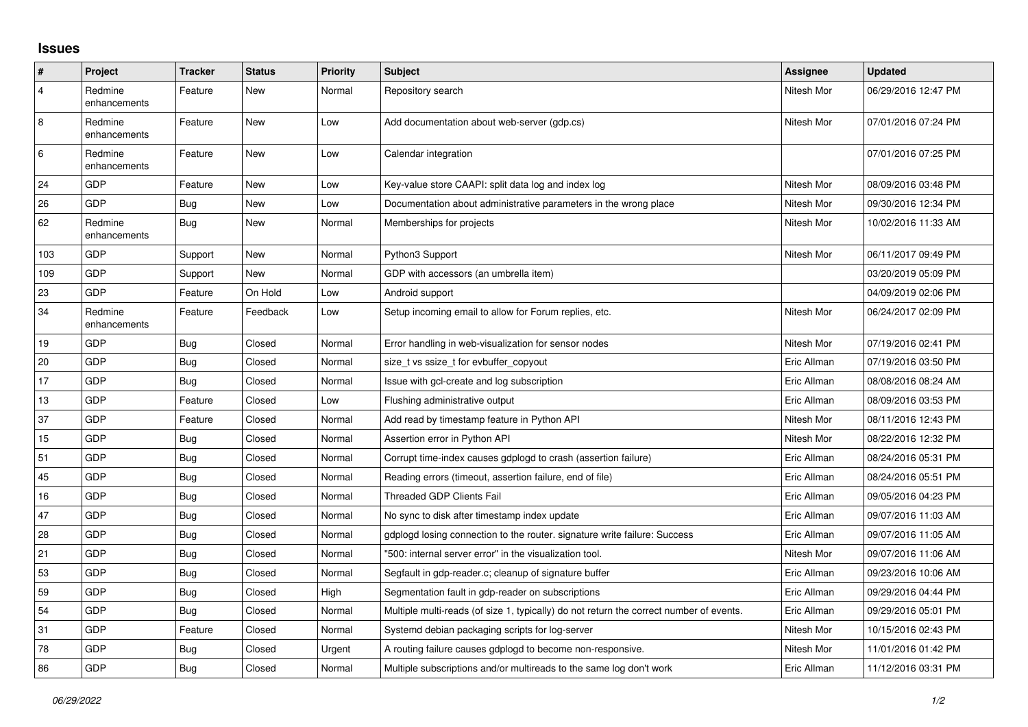## Issues

| # | Project | Tracker | Status | Priority | Subject | Assignee | Updated |
|---|---|---|---|---|---|---|---|
| 4 | Redmine enhancements | Feature | New | Normal | Repository search | Nitesh Mor | 06/29/2016 12:47 PM |
| 8 | Redmine enhancements | Feature | New | Low | Add documentation about web-server (gdp.cs) | Nitesh Mor | 07/01/2016 07:24 PM |
| 6 | Redmine enhancements | Feature | New | Low | Calendar integration | | 07/01/2016 07:25 PM |
| 24 | GDP | Feature | New | Low | Key-value store CAAPI: split data log and index log | Nitesh Mor | 08/09/2016 03:48 PM |
| 26 | GDP | Bug | New | Low | Documentation about administrative parameters in the wrong place | Nitesh Mor | 09/30/2016 12:34 PM |
| 62 | Redmine enhancements | Bug | New | Normal | Memberships for projects | Nitesh Mor | 10/02/2016 11:33 AM |
| 103 | GDP | Support | New | Normal | Python3 Support | Nitesh Mor | 06/11/2017 09:49 PM |
| 109 | GDP | Support | New | Normal | GDP with accessors (an umbrella item) | | 03/20/2019 05:09 PM |
| 23 | GDP | Feature | On Hold | Low | Android support | | 04/09/2019 02:06 PM |
| 34 | Redmine enhancements | Feature | Feedback | Low | Setup incoming email to allow for Forum replies, etc. | Nitesh Mor | 06/24/2017 02:09 PM |
| 19 | GDP | Bug | Closed | Normal | Error handling in web-visualization for sensor nodes | Nitesh Mor | 07/19/2016 02:41 PM |
| 20 | GDP | Bug | Closed | Normal | size_t vs ssize_t for evbuffer_copyout | Eric Allman | 07/19/2016 03:50 PM |
| 17 | GDP | Bug | Closed | Normal | Issue with gcl-create and log subscription | Eric Allman | 08/08/2016 08:24 AM |
| 13 | GDP | Feature | Closed | Low | Flushing administrative output | Eric Allman | 08/09/2016 03:53 PM |
| 37 | GDP | Feature | Closed | Normal | Add read by timestamp feature in Python API | Nitesh Mor | 08/11/2016 12:43 PM |
| 15 | GDP | Bug | Closed | Normal | Assertion error in Python API | Nitesh Mor | 08/22/2016 12:32 PM |
| 51 | GDP | Bug | Closed | Normal | Corrupt time-index causes gdplogd to crash (assertion failure) | Eric Allman | 08/24/2016 05:31 PM |
| 45 | GDP | Bug | Closed | Normal | Reading errors (timeout, assertion failure, end of file) | Eric Allman | 08/24/2016 05:51 PM |
| 16 | GDP | Bug | Closed | Normal | Threaded GDP Clients Fail | Eric Allman | 09/05/2016 04:23 PM |
| 47 | GDP | Bug | Closed | Normal | No sync to disk after timestamp index update | Eric Allman | 09/07/2016 11:03 AM |
| 28 | GDP | Bug | Closed | Normal | gdplogd losing connection to the router. signature write failure: Success | Eric Allman | 09/07/2016 11:05 AM |
| 21 | GDP | Bug | Closed | Normal | "500: internal server error" in the visualization tool. | Nitesh Mor | 09/07/2016 11:06 AM |
| 53 | GDP | Bug | Closed | Normal | Segfault in gdp-reader.c; cleanup of signature buffer | Eric Allman | 09/23/2016 10:06 AM |
| 59 | GDP | Bug | Closed | High | Segmentation fault in gdp-reader on subscriptions | Eric Allman | 09/29/2016 04:44 PM |
| 54 | GDP | Bug | Closed | Normal | Multiple multi-reads (of size 1, typically) do not return the correct number of events. | Eric Allman | 09/29/2016 05:01 PM |
| 31 | GDP | Feature | Closed | Normal | Systemd debian packaging scripts for log-server | Nitesh Mor | 10/15/2016 02:43 PM |
| 78 | GDP | Bug | Closed | Urgent | A routing failure causes gdplogd to become non-responsive. | Nitesh Mor | 11/01/2016 01:42 PM |
| 86 | GDP | Bug | Closed | Normal | Multiple subscriptions and/or multireads to the same log don't work | Eric Allman | 11/12/2016 03:31 PM |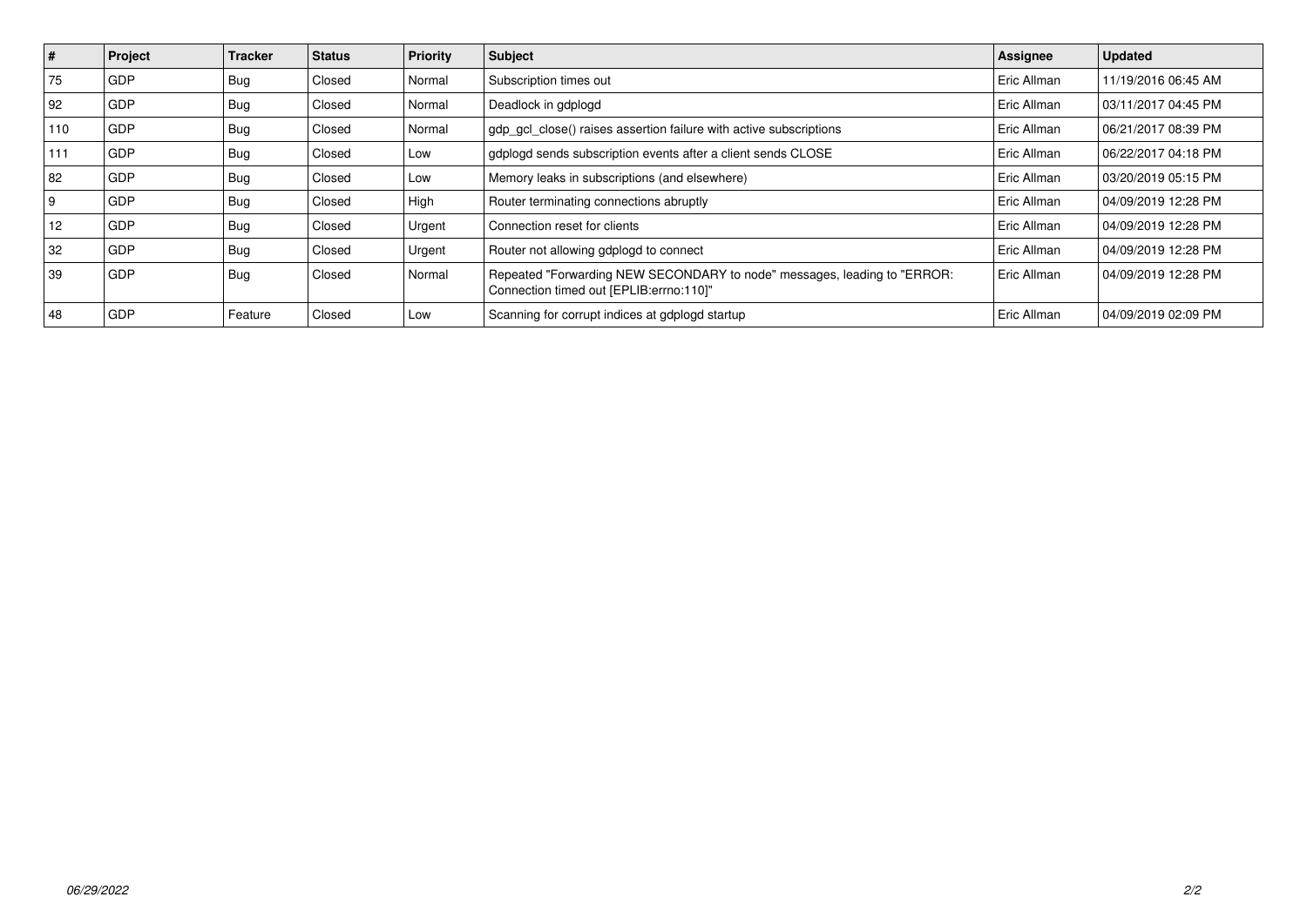| # | Project | Tracker | Status | Priority | Subject | Assignee | Updated |
|---|---|---|---|---|---|---|---|
| 75 | GDP | Bug | Closed | Normal | Subscription times out | Eric Allman | 11/19/2016 06:45 AM |
| 92 | GDP | Bug | Closed | Normal | Deadlock in gdplogd | Eric Allman | 03/11/2017 04:45 PM |
| 110 | GDP | Bug | Closed | Normal | gdp_gcl_close() raises assertion failure with active subscriptions | Eric Allman | 06/21/2017 08:39 PM |
| 111 | GDP | Bug | Closed | Low | gdplogd sends subscription events after a client sends CLOSE | Eric Allman | 06/22/2017 04:18 PM |
| 82 | GDP | Bug | Closed | Low | Memory leaks in subscriptions (and elsewhere) | Eric Allman | 03/20/2019 05:15 PM |
| 9 | GDP | Bug | Closed | High | Router terminating connections abruptly | Eric Allman | 04/09/2019 12:28 PM |
| 12 | GDP | Bug | Closed | Urgent | Connection reset for clients | Eric Allman | 04/09/2019 12:28 PM |
| 32 | GDP | Bug | Closed | Urgent | Router not allowing gdplogd to connect | Eric Allman | 04/09/2019 12:28 PM |
| 39 | GDP | Bug | Closed | Normal | Repeated "Forwarding NEW SECONDARY to node" messages, leading to "ERROR: Connection timed out [EPLIB:errno:110]" | Eric Allman | 04/09/2019 12:28 PM |
| 48 | GDP | Feature | Closed | Low | Scanning for corrupt indices at gdplogd startup | Eric Allman | 04/09/2019 02:09 PM |

*06/29/2022*